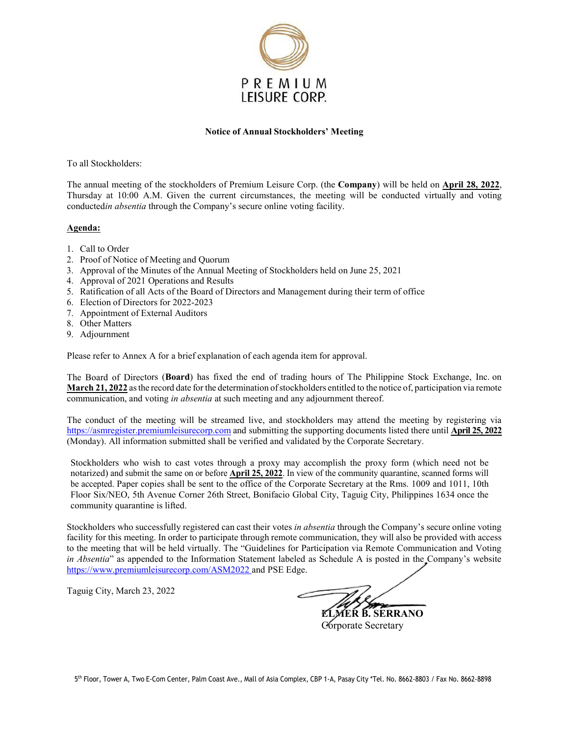PREMIUM LEISURE CORP.

## Notice of Annual Stockholders' Meeting

To all Stockholders:

The annual meeting of the stockholders of Premium Leisure Corp. (the **Company**) will be held on **April 28, 2022**, Thursday at 10:00 A.M. Given the current circumstances, the meeting will be conducted virtually and voting conducted*in absentia* through the Company's secure online voting facility.

**Agenda:**

1. Call to Order
2. Proof of Notice of Meeting and Quorum
3. Approval of the Minutes of the Annual Meeting of Stockholders held on June 25, 2021
4. Approval of 2021 Operations and Results
5. Ratification of all Acts of the Board of Directors and Management during their term of office
6. Election of Directors for 2022-2023
7. Appointment of External Auditors
8. Other Matters
9. Adjournment

Please refer to Annex A for a brief explanation of each agenda item for approval.

The Board of Directors (**Board**) has fixed the end of trading hours of The Philippine Stock Exchange, Inc. on **March 21, 2022** as the record date for the determination of stockholders entitled to the notice of, participation via remote communication, and voting *in absentia* at such meeting and any adjournment thereof.

The conduct of the meeting will be streamed live, and stockholders may attend the meeting by registering via https://asmregister.premiumleisurecorp.com and submitting the supporting documents listed there until **April 25, 2022** (Monday). All information submitted shall be verified and validated by the Corporate Secretary.

Stockholders who wish to cast votes through a proxy may accomplish the proxy form (which need not be notarized) and submit the same on or before **April 25, 2022**. In view of the community quarantine, scanned forms will be accepted. Paper copies shall be sent to the office of the Corporate Secretary at the Rms. 1009 and 1011, 10th Floor Six/NEO, 5th Avenue Corner 26th Street, Bonifacio Global City, Taguig City, Philippines 1634 once the community quarantine is lifted.

Stockholders who successfully registered can cast their votes *in absentia* through the Company's secure online voting facility for this meeting. In order to participate through remote communication, they will also be provided with access to the meeting that will be held virtually. The "Guidelines for Participation via Remote Communication and Voting *in Absentia*" as appended to the Information Statement labeled as Schedule A is posted in the Company's website https://www.premiumleisurecorp.com/ASM2022 and PSE Edge.

Taguig City, March 23, 2022

**ELMER B. SERRANO**
Corporate Secretary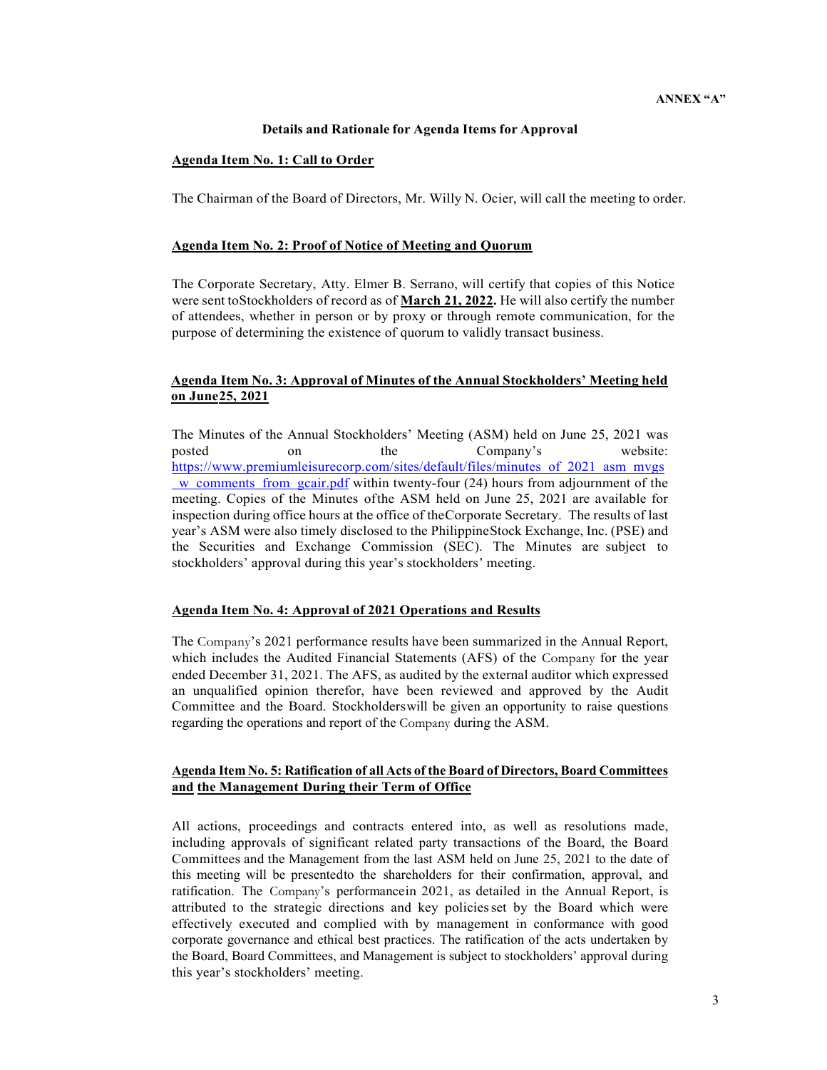ANNEX "A"

### Details and Rationale for Agenda Items for Approval

**Agenda Item No. 1: Call to Order**

The Chairman of the Board of Directors, Mr. Willy N. Ocier, will call the meeting to order.

**Agenda Item No. 2: Proof of Notice of Meeting and Quorum**

The Corporate Secretary, Atty. Elmer B. Serrano, will certify that copies of this Notice were sent toStockholders of record as of **March 21, 2022.** He will also certify the number of attendees, whether in person or by proxy or through remote communication, for the purpose of determining the existence of quorum to validly transact business.

**Agenda Item No. 3: Approval of Minutes of the Annual Stockholders' Meeting held on June25, 2021**

The Minutes of the Annual Stockholders' Meeting (ASM) held on June 25, 2021 was posted on the Company's website: https://www.premiumleisurecorp.com/sites/default/files/minutes_of_2021_asm_mvgs_w_comments_from_gcair.pdf within twenty-four (24) hours from adjournment of the meeting. Copies of the Minutes ofthe ASM held on June 25, 2021 are available for inspection during office hours at the office of theCorporate Secretary. The results of last year's ASM were also timely disclosed to the PhilippineStock Exchange, Inc. (PSE) and the Securities and Exchange Commission (SEC). The Minutes are subject to stockholders' approval during this year's stockholders' meeting.

**Agenda Item No. 4: Approval of 2021 Operations and Results**

The Company's 2021 performance results have been summarized in the Annual Report, which includes the Audited Financial Statements (AFS) of the Company for the year ended December 31, 2021. The AFS, as audited by the external auditor which expressed an unqualified opinion therefor, have been reviewed and approved by the Audit Committee and the Board. Stockholderswill be given an opportunity to raise questions regarding the operations and report of the Company during the ASM.

**Agenda Item No. 5: Ratification of all Acts of the Board of Directors, Board Committees and the Management During their Term of Office**

All actions, proceedings and contracts entered into, as well as resolutions made, including approvals of significant related party transactions of the Board, the Board Committees and the Management from the last ASM held on June 25, 2021 to the date of this meeting will be presentedto the shareholders for their confirmation, approval, and ratification. The Company's performancein 2021, as detailed in the Annual Report, is attributed to the strategic directions and key policies set by the Board which were effectively executed and complied with by management in conformance with good corporate governance and ethical best practices. The ratification of the acts undertaken by the Board, Board Committees, and Management is subject to stockholders' approval during this year's stockholders' meeting.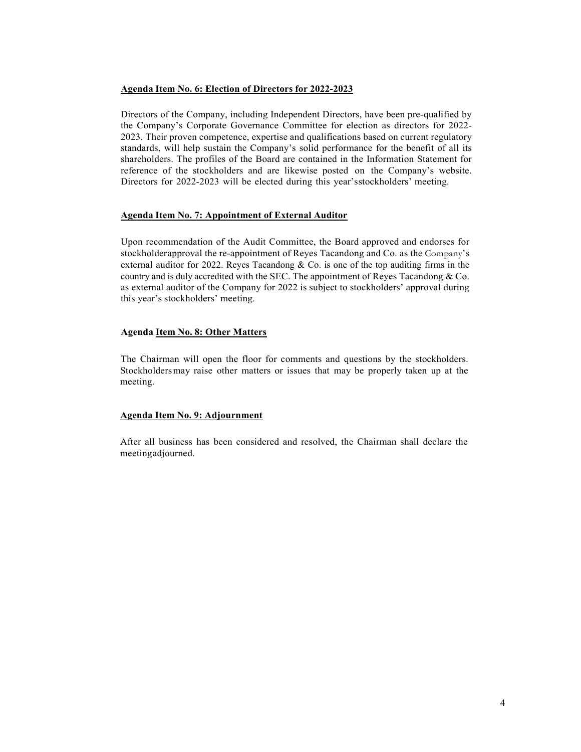**Agenda Item No. 6: Election of Directors for 2022-2023**

Directors of the Company, including Independent Directors, have been pre-qualified by the Company's Corporate Governance Committee for election as directors for 2022-2023. Their proven competence, expertise and qualifications based on current regulatory standards, will help sustain the Company's solid performance for the benefit of all its shareholders. The profiles of the Board are contained in the Information Statement for reference of the stockholders and are likewise posted on the Company's website. Directors for 2022-2023 will be elected during this year'sstockholders' meeting.

**Agenda Item No. 7: Appointment of External Auditor**

Upon recommendation of the Audit Committee, the Board approved and endorses for stockholderapproval the re-appointment of Reyes Tacandong and Co. as the Company's external auditor for 2022. Reyes Tacandong & Co. is one of the top auditing firms in the country and is duly accredited with the SEC. The appointment of Reyes Tacandong & Co. as external auditor of the Company for 2022 is subject to stockholders' approval during this year's stockholders' meeting.

**Agenda Item No. 8: Other Matters**

The Chairman will open the floor for comments and questions by the stockholders. Stockholdersmay raise other matters or issues that may be properly taken up at the meeting.

**Agenda Item No. 9: Adjournment**

After all business has been considered and resolved, the Chairman shall declare the meetingadjourned.